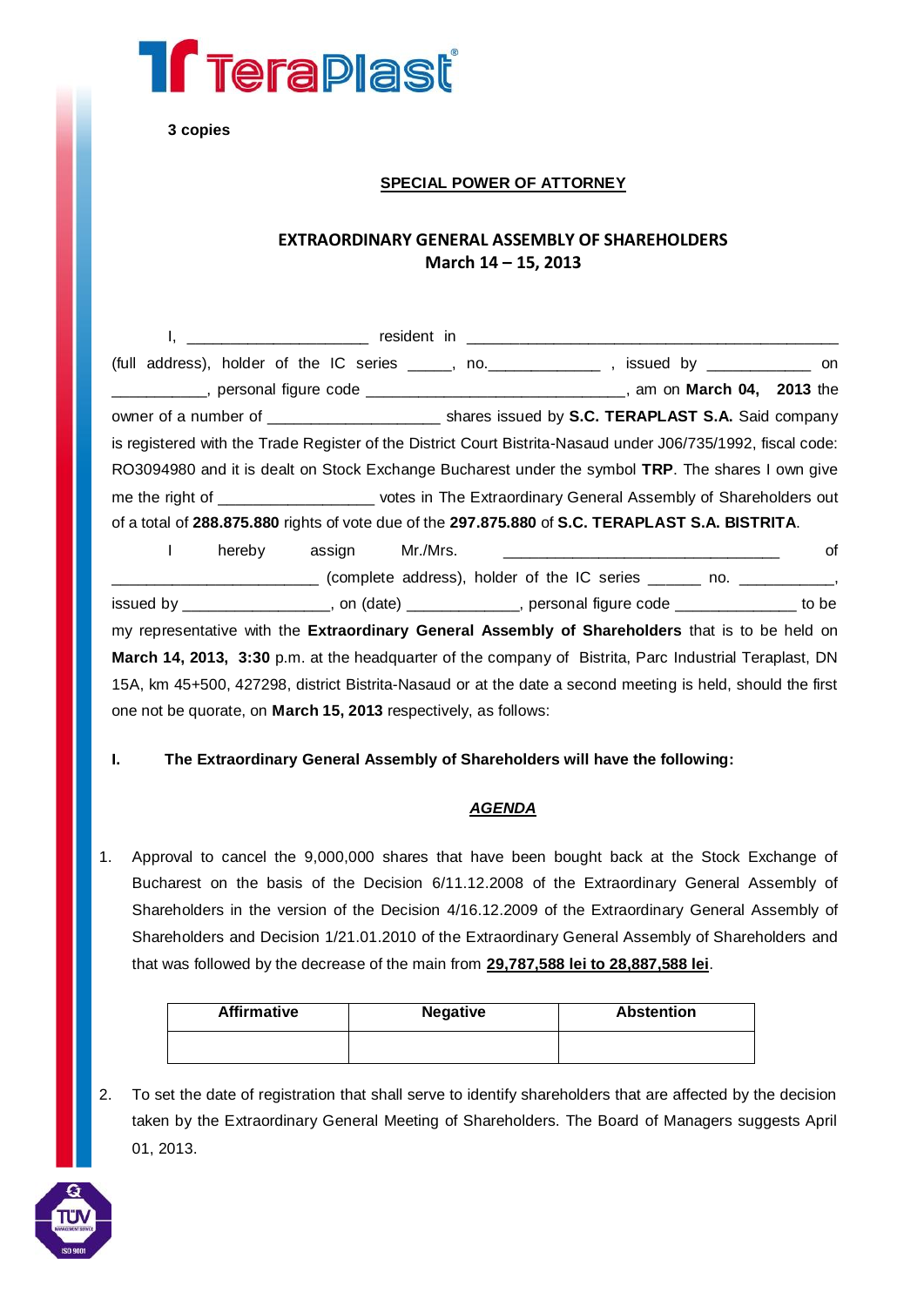**3 copies**

## SPECIAL POWER OF ATTORNEY

## EXTRAORDINARY GENERAL ASSEMBLY OF SHAREHOLDERS
## March 14 – 15, 2013

I, ______________________ resident in ______________________________________________ (full address), holder of the IC series _____, no.____________ , issued by ___________ on __________, personal figure code ______________________________, am on **March 04, 2013** the owner of a number of ____________________ shares issued by **S.C. TERAPLAST S.A.** Said company is registered with the Trade Register of the District Court Bistrita-Nasaud under J06/735/1992, fiscal code: RO3094980 and it is dealt on Stock Exchange Bucharest under the symbol **TRP**. The shares I own give me the right of __________________ votes in The Extraordinary General Assembly of Shareholders out of a total of **288.875.880** rights of vote due of the **297.875.880** of **S.C. TERAPLAST S.A. BISTRITA**.

I hereby assign Mr./Mrs. ________________________________ of ________________________ (complete address), holder of the IC series ______ no. ___________, issued by _________________, on (date) _____________, personal figure code ______________ to be my representative with the **Extraordinary General Assembly of Shareholders** that is to be held on **March 14, 2013, 3:30** p.m. at the headquarter of the company of Bistrita, Parc Industrial Teraplast, DN 15A, km 45+500, 427298, district Bistrita-Nasaud or at the date a second meeting is held, should the first one not be quorate, on **March 15, 2013** respectively, as follows:

**I. The Extraordinary General Assembly of Shareholders will have the following:**

***AGENDA***

1. Approval to cancel the 9,000,000 shares that have been bought back at the Stock Exchange of Bucharest on the basis of the Decision 6/11.12.2008 of the Extraordinary General Assembly of Shareholders in the version of the Decision 4/16.12.2009 of the Extraordinary General Assembly of Shareholders and Decision 1/21.01.2010 of the Extraordinary General Assembly of Shareholders and that was followed by the decrease of the main from **29,787,588 lei to 28,887,588 lei**.

| Affirmative | Negative | Abstention |
|---|---|---|
| | | |

2. To set the date of registration that shall serve to identify shareholders that are affected by the decision taken by the Extraordinary General Meeting of Shareholders. The Board of Managers suggests April 01, 2013.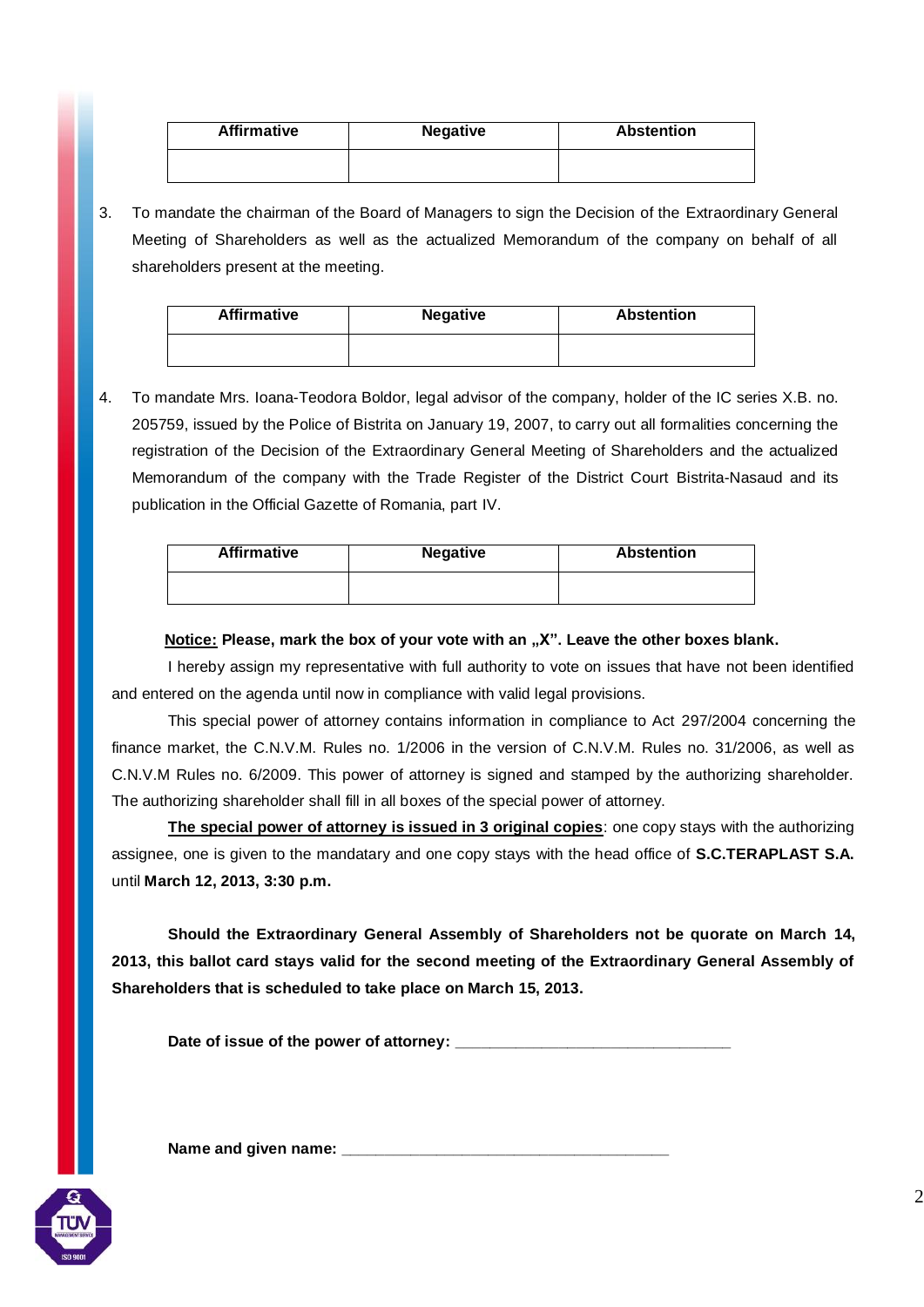| Affirmative | Negative | Abstention |
|---|---|---|
| | | |

3. To mandate the chairman of the Board of Managers to sign the Decision of the Extraordinary General Meeting of Shareholders as well as the actualized Memorandum of the company on behalf of all shareholders present at the meeting.

| Affirmative | Negative | Abstention |
|---|---|---|
| | | |

4. To mandate Mrs. Ioana-Teodora Boldor, legal advisor of the company, holder of the IC series X.B. no. 205759, issued by the Police of Bistrita on January 19, 2007, to carry out all formalities concerning the registration of the Decision of the Extraordinary General Meeting of Shareholders and the actualized Memorandum of the company with the Trade Register of the District Court Bistrita-Nasaud and its publication in the Official Gazette of Romania, part IV.

| Affirmative | Negative | Abstention |
|---|---|---|
| | | |

**Notice: Please, mark the box of your vote with an „X”. Leave the other boxes blank.**

I hereby assign my representative with full authority to vote on issues that have not been identified and entered on the agenda until now in compliance with valid legal provisions.

This special power of attorney contains information in compliance to Act 297/2004 concerning the finance market, the C.N.V.M. Rules no. 1/2006 in the version of C.N.V.M. Rules no. 31/2006, as well as C.N.V.M Rules no. 6/2009. This power of attorney is signed and stamped by the authorizing shareholder. The authorizing shareholder shall fill in all boxes of the special power of attorney.

**The special power of attorney is issued in 3 original copies**: one copy stays with the authorizing assignee, one is given to the mandatary and one copy stays with the head office of **S.C.TERAPLAST S.A.** until **March 12, 2013, 3:30 p.m.**

**Should the Extraordinary General Assembly of Shareholders not be quorate on March 14, 2013, this ballot card stays valid for the second meeting of the Extraordinary General Assembly of Shareholders that is scheduled to take place on March 15, 2013.**

**Date of issue of the power of attorney:** ________________________________

**Name and given name:** ______________________________________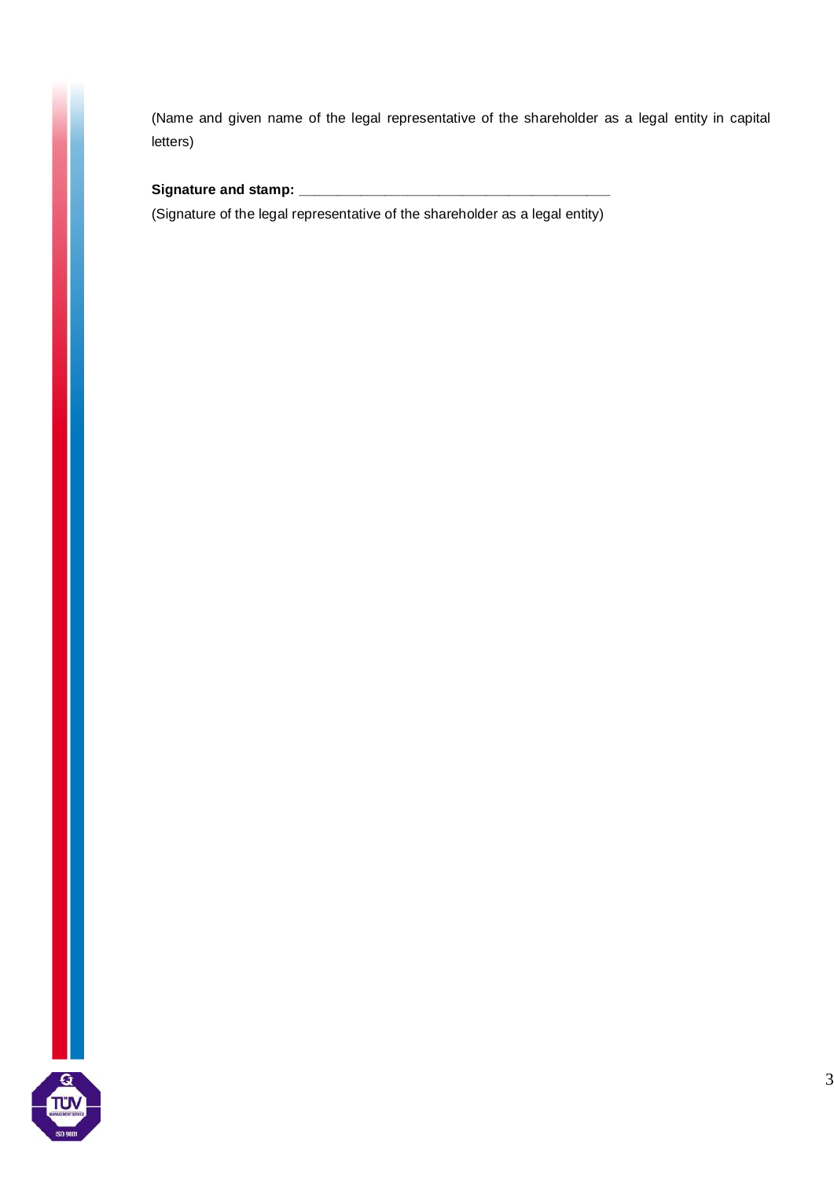(Name and given name of the legal representative of the shareholder as a legal entity in capital letters)

**Signature and stamp: ________________________________________**

(Signature of the legal representative of the shareholder as a legal entity)